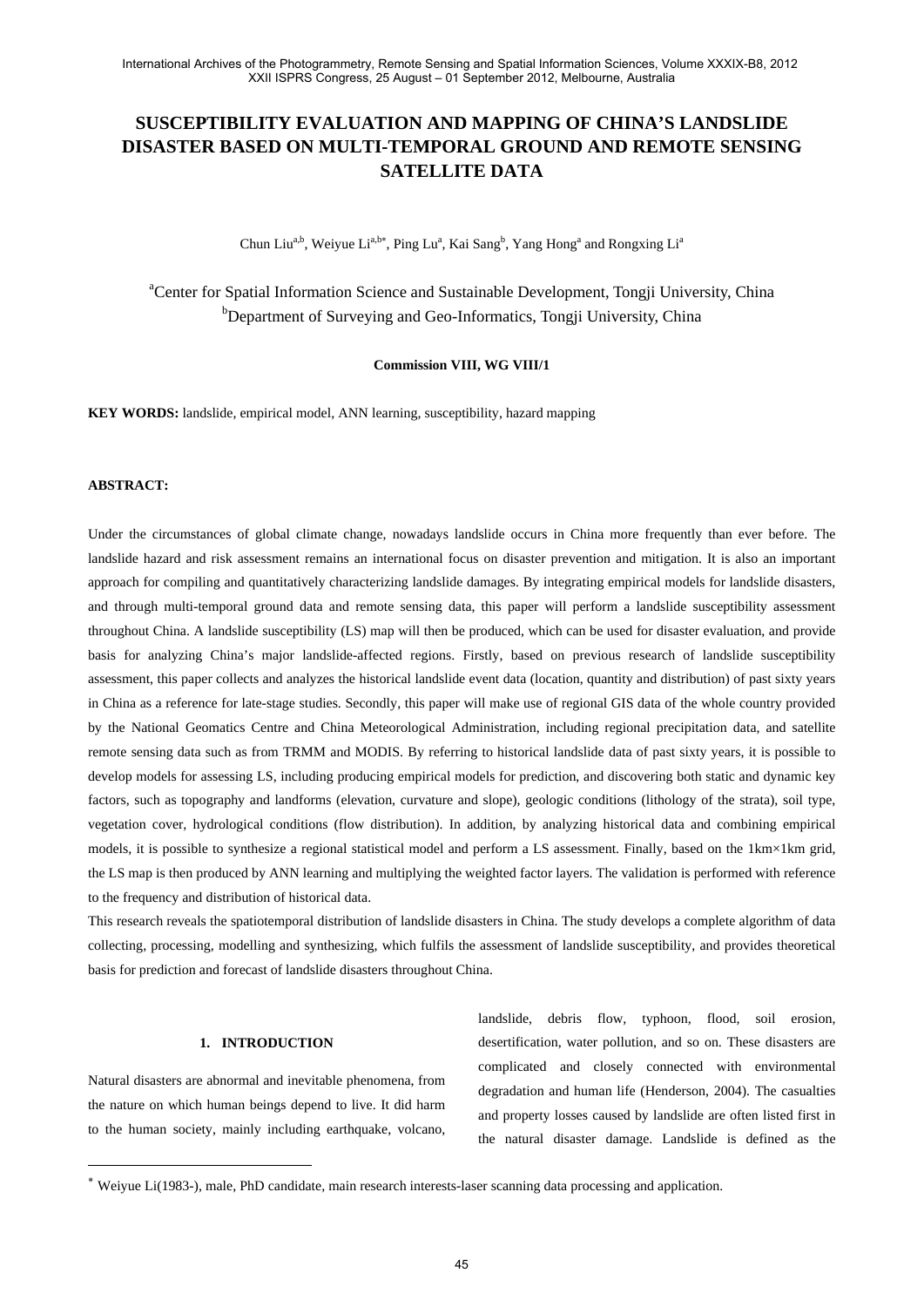# SUSCEPTIBILITY EVALUATION AND MAPPING OF CHINA'S LANDSLIDE DISASTER BASED ON MULTI-TEMPORAL GROUND AND REMOTE SENSING SATELLITE DATA

Chun Liu[a,b], Weiyue Li[a,b*], Ping Lu[a], Kai Sang[b], Yang Hong[a] and Rongxing Li[a]

[a]Center for Spatial Information Science and Sustainable Development, Tongji University, China
[b]Department of Surveying and Geo-Informatics, Tongji University, China

**Commission VIII, WG VIII/1**

**KEY WORDS:** landslide, empirical model, ANN learning, susceptibility, hazard mapping

**ABSTRACT:**

Under the circumstances of global climate change, nowadays landslide occurs in China more frequently than ever before. The landslide hazard and risk assessment remains an international focus on disaster prevention and mitigation. It is also an important approach for compiling and quantitatively characterizing landslide damages. By integrating empirical models for landslide disasters, and through multi-temporal ground data and remote sensing data, this paper will perform a landslide susceptibility assessment throughout China. A landslide susceptibility (LS) map will then be produced, which can be used for disaster evaluation, and provide basis for analyzing China's major landslide-affected regions. Firstly, based on previous research of landslide susceptibility assessment, this paper collects and analyzes the historical landslide event data (location, quantity and distribution) of past sixty years in China as a reference for late-stage studies. Secondly, this paper will make use of regional GIS data of the whole country provided by the National Geomatics Centre and China Meteorological Administration, including regional precipitation data, and satellite remote sensing data such as from TRMM and MODIS. By referring to historical landslide data of past sixty years, it is possible to develop models for assessing LS, including producing empirical models for prediction, and discovering both static and dynamic key factors, such as topography and landforms (elevation, curvature and slope), geologic conditions (lithology of the strata), soil type, vegetation cover, hydrological conditions (flow distribution). In addition, by analyzing historical data and combining empirical models, it is possible to synthesize a regional statistical model and perform a LS assessment. Finally, based on the 1km×1km grid, the LS map is then produced by ANN learning and multiplying the weighted factor layers. The validation is performed with reference to the frequency and distribution of historical data.

This research reveals the spatiotemporal distribution of landslide disasters in China. The study develops a complete algorithm of data collecting, processing, modelling and synthesizing, which fulfils the assessment of landslide susceptibility, and provides theoretical basis for prediction and forecast of landslide disasters throughout China.

## 1. INTRODUCTION

Natural disasters are abnormal and inevitable phenomena, from the nature on which human beings depend to live. It did harm to the human society, mainly including earthquake, volcano, landslide, debris flow, typhoon, flood, soil erosion, desertification, water pollution, and so on. These disasters are complicated and closely connected with environmental degradation and human life (Henderson, 2004). The casualties and property losses caused by landslide are often listed first in the natural disaster damage. Landslide is defined as the

[*] Weiyue Li(1983-), male, PhD candidate, main research interests-laser scanning data processing and application.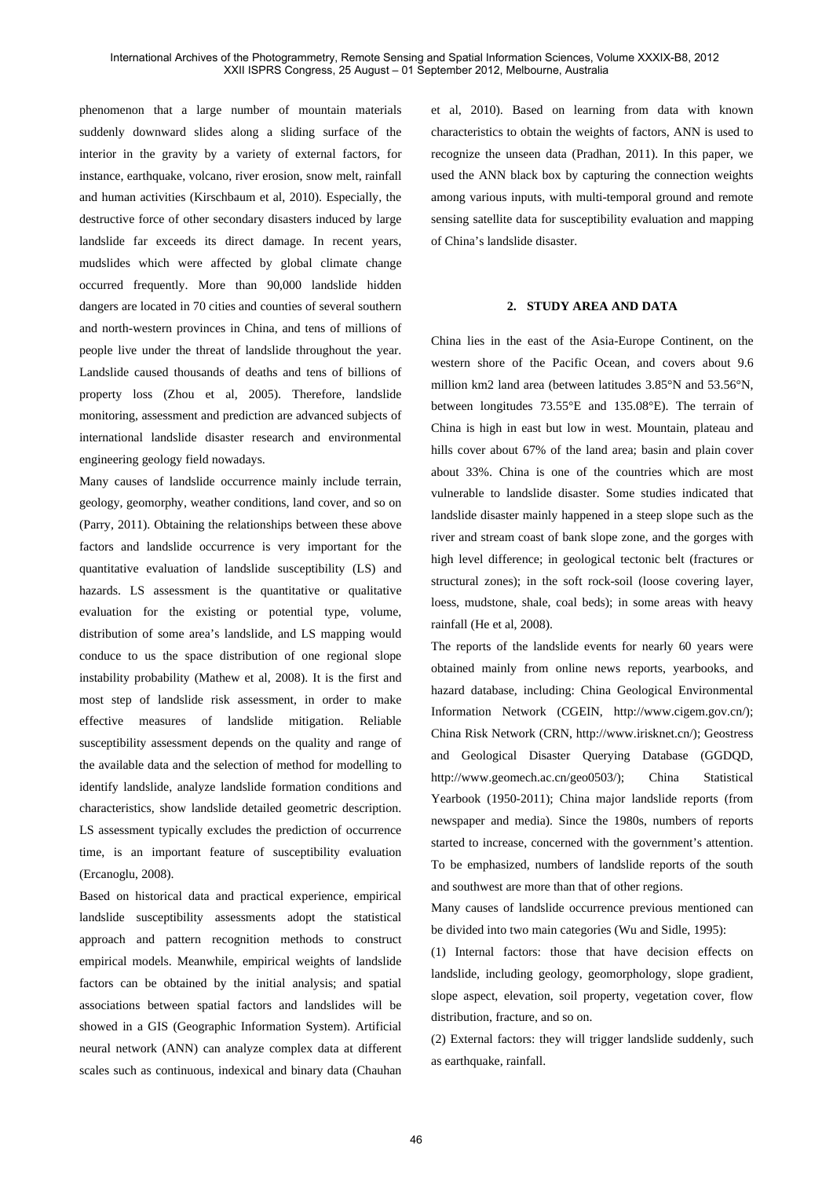phenomenon that a large number of mountain materials suddenly downward slides along a sliding surface of the interior in the gravity by a variety of external factors, for instance, earthquake, volcano, river erosion, snow melt, rainfall and human activities (Kirschbaum et al, 2010). Especially, the destructive force of other secondary disasters induced by large landslide far exceeds its direct damage. In recent years, mudslides which were affected by global climate change occurred frequently. More than 90,000 landslide hidden dangers are located in 70 cities and counties of several southern and north-western provinces in China, and tens of millions of people live under the threat of landslide throughout the year. Landslide caused thousands of deaths and tens of billions of property loss (Zhou et al, 2005). Therefore, landslide monitoring, assessment and prediction are advanced subjects of international landslide disaster research and environmental engineering geology field nowadays.

Many causes of landslide occurrence mainly include terrain, geology, geomorphy, weather conditions, land cover, and so on (Parry, 2011). Obtaining the relationships between these above factors and landslide occurrence is very important for the quantitative evaluation of landslide susceptibility (LS) and hazards. LS assessment is the quantitative or qualitative evaluation for the existing or potential type, volume, distribution of some area's landslide, and LS mapping would conduce to us the space distribution of one regional slope instability probability (Mathew et al, 2008). It is the first and most step of landslide risk assessment, in order to make effective measures of landslide mitigation. Reliable susceptibility assessment depends on the quality and range of the available data and the selection of method for modelling to identify landslide, analyze landslide formation conditions and characteristics, show landslide detailed geometric description. LS assessment typically excludes the prediction of occurrence time, is an important feature of susceptibility evaluation (Ercanoglu, 2008).

Based on historical data and practical experience, empirical landslide susceptibility assessments adopt the statistical approach and pattern recognition methods to construct empirical models. Meanwhile, empirical weights of landslide factors can be obtained by the initial analysis; and spatial associations between spatial factors and landslides will be showed in a GIS (Geographic Information System). Artificial neural network (ANN) can analyze complex data at different scales such as continuous, indexical and binary data (Chauhan et al, 2010). Based on learning from data with known characteristics to obtain the weights of factors, ANN is used to recognize the unseen data (Pradhan, 2011). In this paper, we used the ANN black box by capturing the connection weights among various inputs, with multi-temporal ground and remote sensing satellite data for susceptibility evaluation and mapping of China's landslide disaster.

## 2. STUDY AREA AND DATA

China lies in the east of the Asia-Europe Continent, on the western shore of the Pacific Ocean, and covers about 9.6 million km2 land area (between latitudes 3.85°N and 53.56°N, between longitudes 73.55°E and 135.08°E). The terrain of China is high in east but low in west. Mountain, plateau and hills cover about 67% of the land area; basin and plain cover about 33%. China is one of the countries which are most vulnerable to landslide disaster. Some studies indicated that landslide disaster mainly happened in a steep slope such as the river and stream coast of bank slope zone, and the gorges with high level difference; in geological tectonic belt (fractures or structural zones); in the soft rock-soil (loose covering layer, loess, mudstone, shale, coal beds); in some areas with heavy rainfall (He et al, 2008).

The reports of the landslide events for nearly 60 years were obtained mainly from online news reports, yearbooks, and hazard database, including: China Geological Environmental Information Network (CGEIN, http://www.cigem.gov.cn/); China Risk Network (CRN, http://www.irisknet.cn/); Geostress and Geological Disaster Querying Database (GGDQD, http://www.geomech.ac.cn/geo0503/); China Statistical Yearbook (1950-2011); China major landslide reports (from newspaper and media). Since the 1980s, numbers of reports started to increase, concerned with the government's attention. To be emphasized, numbers of landslide reports of the south and southwest are more than that of other regions.

Many causes of landslide occurrence previous mentioned can be divided into two main categories (Wu and Sidle, 1995):

(1) Internal factors: those that have decision effects on landslide, including geology, geomorphology, slope gradient, slope aspect, elevation, soil property, vegetation cover, flow distribution, fracture, and so on.

(2) External factors: they will trigger landslide suddenly, such as earthquake, rainfall.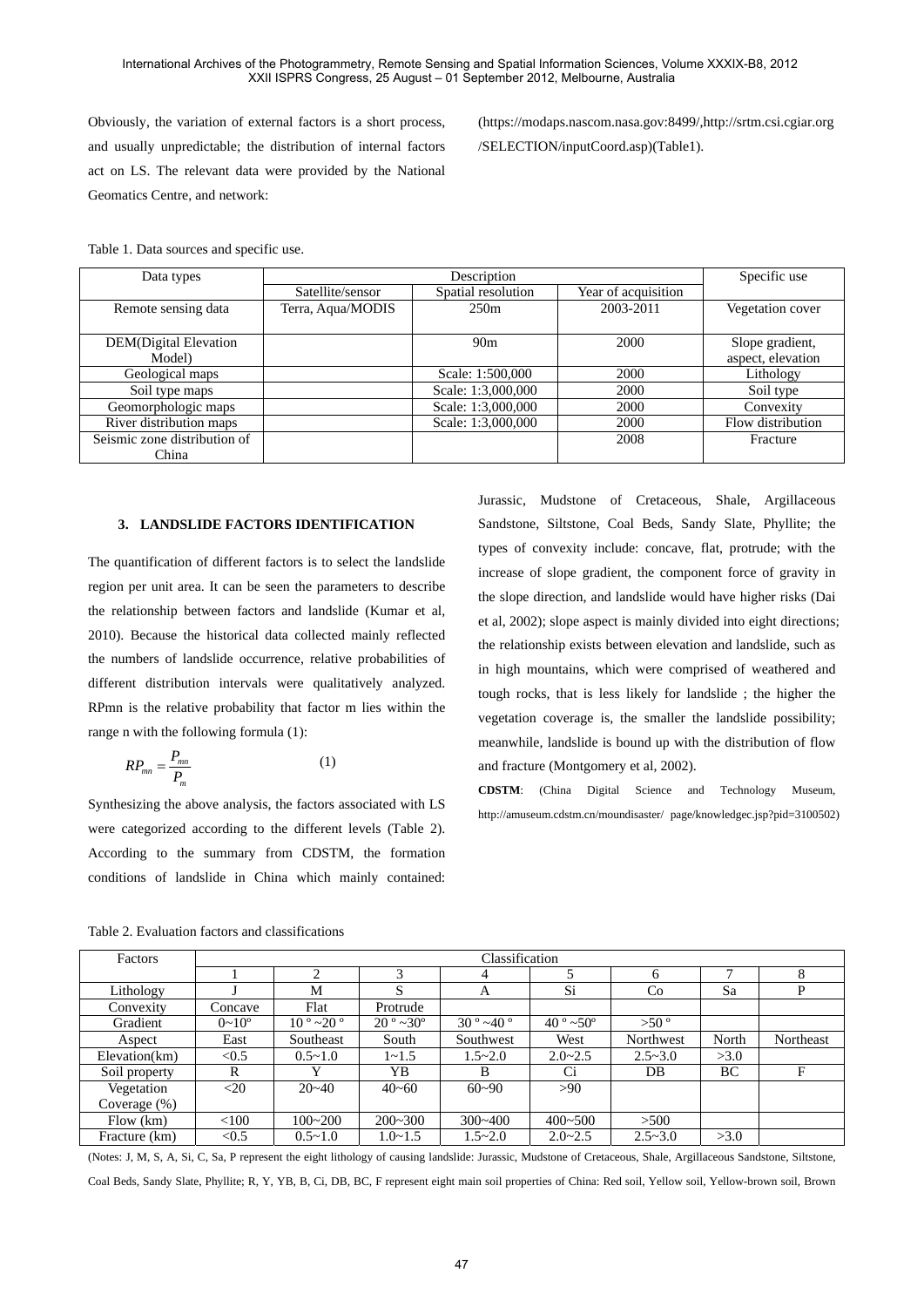Obviously, the variation of external factors is a short process, and usually unpredictable; the distribution of internal factors act on LS. The relevant data were provided by the National Geomatics Centre, and network: (https://modaps.nascom.nasa.gov:8499/,http://srtm.csi.cgiar.org/SELECTION/inputCoord.asp)(Table1).

Table 1. Data sources and specific use.

| Data types | Description | | | Specific use |
|---|---|---|---|---|
| | Satellite/sensor | Spatial resolution | Year of acquisition | |
| Remote sensing data | Terra, Aqua/MODIS | 250m | 2003-2011 | Vegetation cover |
| DEM(Digital Elevation Model) | | 90m | 2000 | Slope gradient, aspect, elevation |
| Geological maps | | Scale: 1:500,000 | 2000 | Lithology |
| Soil type maps | | Scale: 1:3,000,000 | 2000 | Soil type |
| Geomorphologic maps | | Scale: 1:3,000,000 | 2000 | Convexity |
| River distribution maps | | Scale: 1:3,000,000 | 2000 | Flow distribution |
| Seismic zone distribution of China | | | 2008 | Fracture |

## 3. LANDSLIDE FACTORS IDENTIFICATION

The quantification of different factors is to select the landslide region per unit area. It can be seen the parameters to describe the relationship between factors and landslide (Kumar et al, 2010). Because the historical data collected mainly reflected the numbers of landslide occurrence, relative probabilities of different distribution intervals were qualitatively analyzed. RPmn is the relative probability that factor m lies within the range n with the following formula (1):

$$RP_{mn} = \frac{P_{mn}}{P_m} \qquad (1)$$

Synthesizing the above analysis, the factors associated with LS were categorized according to the different levels (Table 2). According to the summary from CDSTM, the formation conditions of landslide in China which mainly contained: Jurassic, Mudstone of Cretaceous, Shale, Argillaceous Sandstone, Siltstone, Coal Beds, Sandy Slate, Phyllite; the types of convexity include: concave, flat, protrude; with the increase of slope gradient, the component force of gravity in the slope direction, and landslide would have higher risks (Dai et al, 2002); slope aspect is mainly divided into eight directions; the relationship exists between elevation and landslide, such as in high mountains, which were comprised of weathered and tough rocks, that is less likely for landslide ; the higher the vegetation coverage is, the smaller the landslide possibility; meanwhile, landslide is bound up with the distribution of flow and fracture (Montgomery et al, 2002).

**CDSTM**: (China Digital Science and Technology Museum, http://amuseum.cdstm.cn/moundisaster/ page/knowledgec.jsp?pid=3100502)

Table 2. Evaluation factors and classifications

| Factors | Classification | | | | | | | |
|---|---|---|---|---|---|---|---|---|
| | 1 | 2 | 3 | 4 | 5 | 6 | 7 | 8 |
| Lithology | J | M | S | A | Si | Co | Sa | P |
| Convexity | Concave | Flat | Protrude | | | | | |
| Gradient | 0~10º | 10 º ~20 º | 20 º ~30º | 30 º ~40 º | 40 º ~50º | >50 º | | |
| Aspect | East | Southeast | South | Southwest | West | Northwest | North | Northeast |
| Elevation(km) | <0.5 | 0.5~1.0 | 1~1.5 | 1.5~2.0 | 2.0~2.5 | 2.5~3.0 | >3.0 | |
| Soil property | R | Y | YB | B | Ci | DB | BC | F |
| Vegetation Coverage (%) | <20 | 20~40 | 40~60 | 60~90 | >90 | | | |
| Flow (km) | <100 | 100~200 | 200~300 | 300~400 | 400~500 | >500 | | |
| Fracture (km) | <0.5 | 0.5~1.0 | 1.0~1.5 | 1.5~2.0 | 2.0~2.5 | 2.5~3.0 | >3.0 | |

(Notes: J, M, S, A, Si, C, Sa, P represent the eight lithology of causing landslide: Jurassic, Mudstone of Cretaceous, Shale, Argillaceous Sandstone, Siltstone, Coal Beds, Sandy Slate, Phyllite; R, Y, YB, B, Ci, DB, BC, F represent eight main soil properties of China: Red soil, Yellow soil, Yellow-brown soil, Brown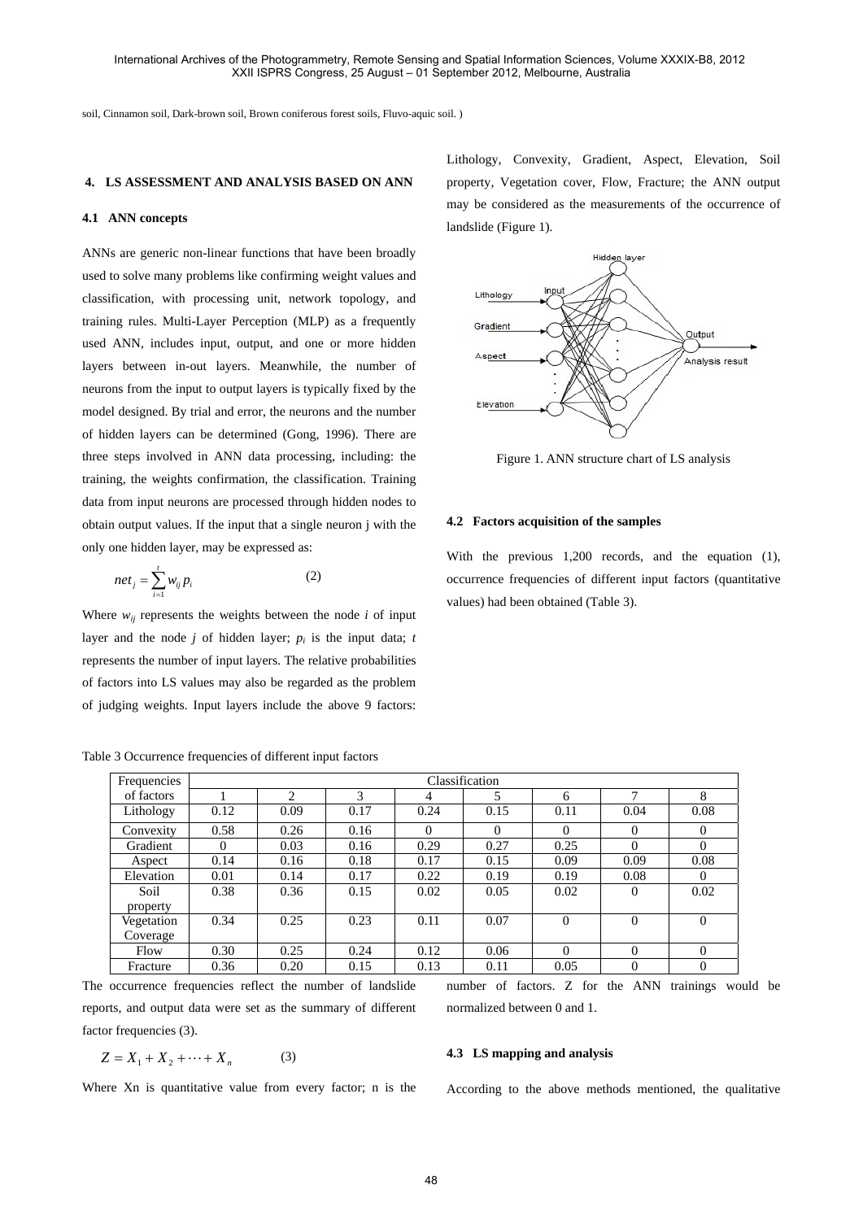soil, Cinnamon soil, Dark-brown soil, Brown coniferous forest soils, Fluvo-aquic soil. )

## 4. LS ASSESSMENT AND ANALYSIS BASED ON ANN

### 4.1 ANN concepts

ANNs are generic non-linear functions that have been broadly used to solve many problems like confirming weight values and classification, with processing unit, network topology, and training rules. Multi-Layer Perception (MLP) as a frequently used ANN, includes input, output, and one or more hidden layers between in-out layers. Meanwhile, the number of neurons from the input to output layers is typically fixed by the model designed. By trial and error, the neurons and the number of hidden layers can be determined (Gong, 1996). There are three steps involved in ANN data processing, including: the training, the weights confirmation, the classification. Training data from input neurons are processed through hidden nodes to obtain output values. If the input that a single neuron j with the only one hidden layer, may be expressed as:

$$net_j = \sum_{i=1}^{t} w_{ij} p_i \qquad (2)$$

Where $w_{ij}$ represents the weights between the node $i$ of input layer and the node $j$ of hidden layer; $p_i$ is the input data; $t$ represents the number of input layers. The relative probabilities of factors into LS values may also be regarded as the problem of judging weights. Input layers include the above 9 factors: Lithology, Convexity, Gradient, Aspect, Elevation, Soil property, Vegetation cover, Flow, Fracture; the ANN output may be considered as the measurements of the occurrence of landslide (Figure 1).

Figure 1. ANN structure chart of LS analysis

### 4.2 Factors acquisition of the samples

With the previous 1,200 records, and the equation (1), occurrence frequencies of different input factors (quantitative values) had been obtained (Table 3).

Table 3 Occurrence frequencies of different input factors

| Frequencies of factors | Classification | | | | | | | |
|---|---|---|---|---|---|---|---|---|
| | 1 | 2 | 3 | 4 | 5 | 6 | 7 | 8 |
| Lithology | 0.12 | 0.09 | 0.17 | 0.24 | 0.15 | 0.11 | 0.04 | 0.08 |
| Convexity | 0.58 | 0.26 | 0.16 | 0 | 0 | 0 | 0 | 0 |
| Gradient | 0 | 0.03 | 0.16 | 0.29 | 0.27 | 0.25 | 0 | 0 |
| Aspect | 0.14 | 0.16 | 0.18 | 0.17 | 0.15 | 0.09 | 0.09 | 0.08 |
| Elevation | 0.01 | 0.14 | 0.17 | 0.22 | 0.19 | 0.19 | 0.08 | 0 |
| Soil property | 0.38 | 0.36 | 0.15 | 0.02 | 0.05 | 0.02 | 0 | 0.02 |
| Vegetation Coverage | 0.34 | 0.25 | 0.23 | 0.11 | 0.07 | 0 | 0 | 0 |
| Flow | 0.30 | 0.25 | 0.24 | 0.12 | 0.06 | 0 | 0 | 0 |
| Fracture | 0.36 | 0.20 | 0.15 | 0.13 | 0.11 | 0.05 | 0 | 0 |

The occurrence frequencies reflect the number of landslide reports, and output data were set as the summary of different factor frequencies (3).

$$Z = X_1 + X_2 + \cdots + X_n \qquad (3)$$

Where Xn is quantitative value from every factor; n is the number of factors. Z for the ANN trainings would be normalized between 0 and 1.

### 4.3 LS mapping and analysis

According to the above methods mentioned, the qualitative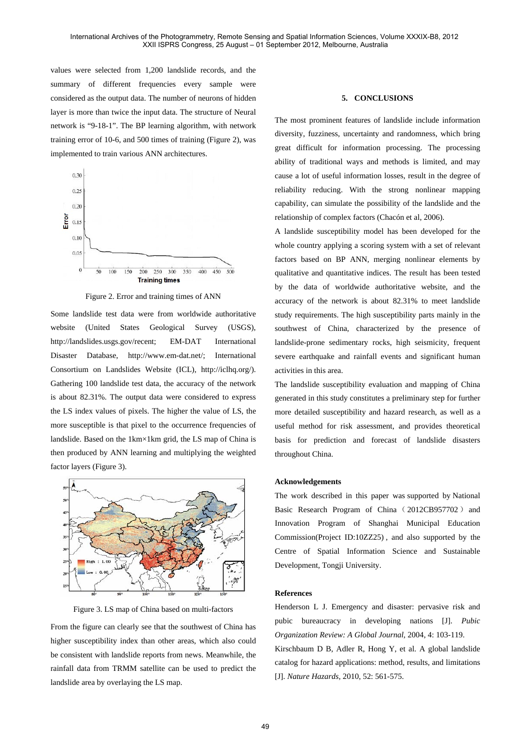values were selected from 1,200 landslide records, and the summary of different frequencies every sample were considered as the output data. The number of neurons of hidden layer is more than twice the input data. The structure of Neural network is "9-18-1". The BP learning algorithm, with network training error of 10-6, and 500 times of training (Figure 2), was implemented to train various ANN architectures.

Figure 2. Error and training times of ANN

Some landslide test data were from worldwide authoritative website (United States Geological Survey (USGS), http://landslides.usgs.gov/recent; EM-DAT International Disaster Database, http://www.em-dat.net/; International Consortium on Landslides Website (ICL), http://iclhq.org/). Gathering 100 landslide test data, the accuracy of the network is about 82.31%. The output data were considered to express the LS index values of pixels. The higher the value of LS, the more susceptible is that pixel to the occurrence frequencies of landslide. Based on the 1km×1km grid, the LS map of China is then produced by ANN learning and multiplying the weighted factor layers (Figure 3).

Figure 3. LS map of China based on multi-factors

From the figure can clearly see that the southwest of China has higher susceptibility index than other areas, which also could be consistent with landslide reports from news. Meanwhile, the rainfall data from TRMM satellite can be used to predict the landslide area by overlaying the LS map.

## 5. CONCLUSIONS

The most prominent features of landslide include information diversity, fuzziness, uncertainty and randomness, which bring great difficult for information processing. The processing ability of traditional ways and methods is limited, and may cause a lot of useful information losses, result in the degree of reliability reducing. With the strong nonlinear mapping capability, can simulate the possibility of the landslide and the relationship of complex factors (Chacón et al, 2006).

A landslide susceptibility model has been developed for the whole country applying a scoring system with a set of relevant factors based on BP ANN, merging nonlinear elements by qualitative and quantitative indices. The result has been tested by the data of worldwide authoritative website, and the accuracy of the network is about 82.31% to meet landslide study requirements. The high susceptibility parts mainly in the southwest of China, characterized by the presence of landslide-prone sedimentary rocks, high seismicity, frequent severe earthquake and rainfall events and significant human activities in this area.

The landslide susceptibility evaluation and mapping of China generated in this study constitutes a preliminary step for further more detailed susceptibility and hazard research, as well as a useful method for risk assessment, and provides theoretical basis for prediction and forecast of landslide disasters throughout China.

### Acknowledgements

The work described in this paper was supported by National Basic Research Program of China（2012CB957702）and Innovation Program of Shanghai Municipal Education Commission(Project ID:10ZZ25) , and also supported by the Centre of Spatial Information Science and Sustainable Development, Tongji University.

### References

Henderson L J. Emergency and disaster: pervasive risk and pubic bureaucracy in developing nations [J]. *Pubic Organization Review: A Global Journal*, 2004, 4: 103-119.

Kirschbaum D B, Adler R, Hong Y, et al. A global landslide catalog for hazard applications: method, results, and limitations [J]. *Nature Hazards*, 2010, 52: 561-575.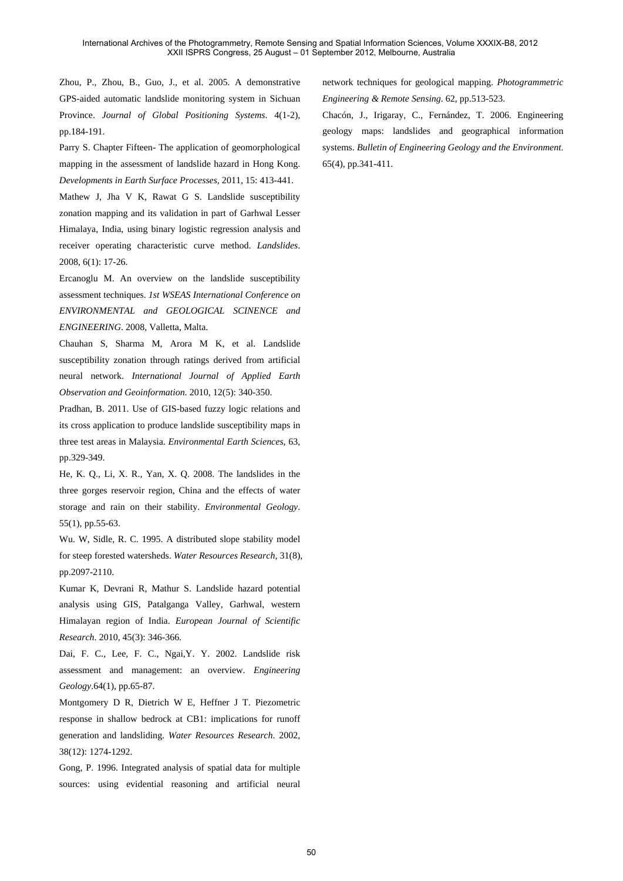Zhou, P., Zhou, B., Guo, J., et al. 2005. A demonstrative GPS-aided automatic landslide monitoring system in Sichuan Province. *Journal of Global Positioning Systems*. 4(1-2), pp.184-191.

Parry S. Chapter Fifteen- The application of geomorphological mapping in the assessment of landslide hazard in Hong Kong. *Developments in Earth Surface Processes*, 2011, 15: 413-441.

Mathew J, Jha V K, Rawat G S. Landslide susceptibility zonation mapping and its validation in part of Garhwal Lesser Himalaya, India, using binary logistic regression analysis and receiver operating characteristic curve method. *Landslides*. 2008, 6(1): 17-26.

Ercanoglu M. An overview on the landslide susceptibility assessment techniques. *1st WSEAS International Conference on ENVIRONMENTAL and GEOLOGICAL SCINENCE and ENGINEERING*. 2008, Valletta, Malta.

Chauhan S, Sharma M, Arora M K, et al. Landslide susceptibility zonation through ratings derived from artificial neural network. *International Journal of Applied Earth Observation and Geoinformation*. 2010, 12(5): 340-350.

Pradhan, B. 2011. Use of GIS-based fuzzy logic relations and its cross application to produce landslide susceptibility maps in three test areas in Malaysia. *Environmental Earth Sciences*, 63, pp.329-349.

He, K. Q., Li, X. R., Yan, X. Q. 2008. The landslides in the three gorges reservoir region, China and the effects of water storage and rain on their stability. *Environmental Geology*. 55(1), pp.55-63.

Wu. W, Sidle, R. C. 1995. A distributed slope stability model for steep forested watersheds. *Water Resources Research*, 31(8), pp.2097-2110.

Kumar K, Devrani R, Mathur S. Landslide hazard potential analysis using GIS, Patalganga Valley, Garhwal, western Himalayan region of India. *European Journal of Scientific Research*. 2010, 45(3): 346-366.

Dai, F. C., Lee, F. C., Ngai,Y. Y. 2002. Landslide risk assessment and management: an overview. *Engineering Geology*.64(1), pp.65-87.

Montgomery D R, Dietrich W E, Heffner J T. Piezometric response in shallow bedrock at CB1: implications for runoff generation and landsliding. *Water Resources Research*. 2002, 38(12): 1274-1292.

Gong, P. 1996. Integrated analysis of spatial data for multiple sources: using evidential reasoning and artificial neural network techniques for geological mapping. *Photogrammetric Engineering & Remote Sensing*. 62, pp.513-523.

Chacón, J., Irigaray, C., Fernández, T. 2006. Engineering geology maps: landslides and geographical information systems. *Bulletin of Engineering Geology and the Environment*. 65(4), pp.341-411.